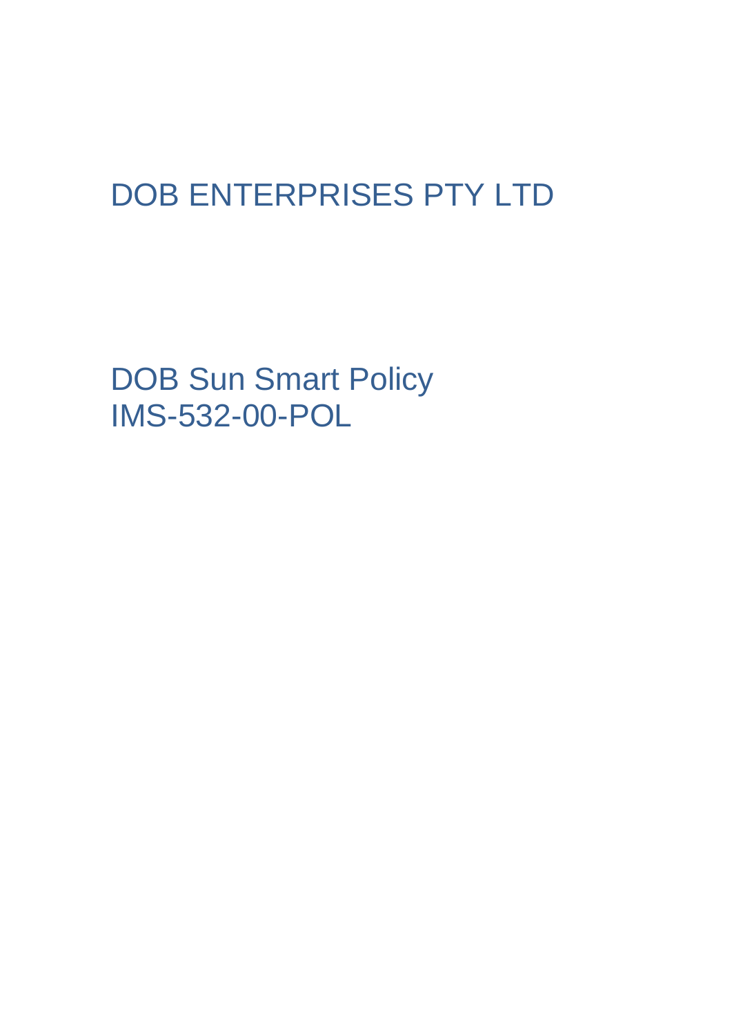# DOB ENTERPRISES PTY LTD

# DOB Sun Smart Policy
# IMS-532-00-POL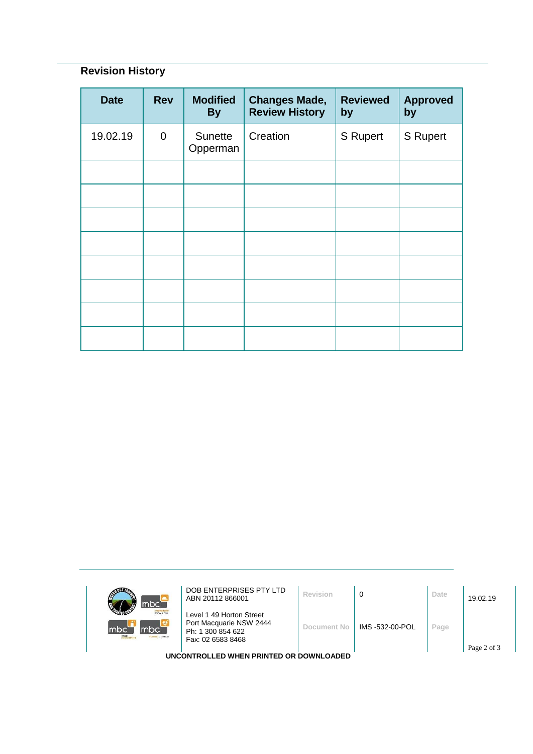## Revision History

| Date | Rev | Modified By | Changes Made, Review History | Reviewed by | Approved by |
|---|---|---|---|---|---|
| 19.02.19 | 0 | Sunette Opperman | Creation | S Rupert | S Rupert |
| | | | | | |
| | | | | | |
| | | | | | |
| | | | | | |
| | | | | | |
| | | | | | |
| | | | | | |
| | | | | | |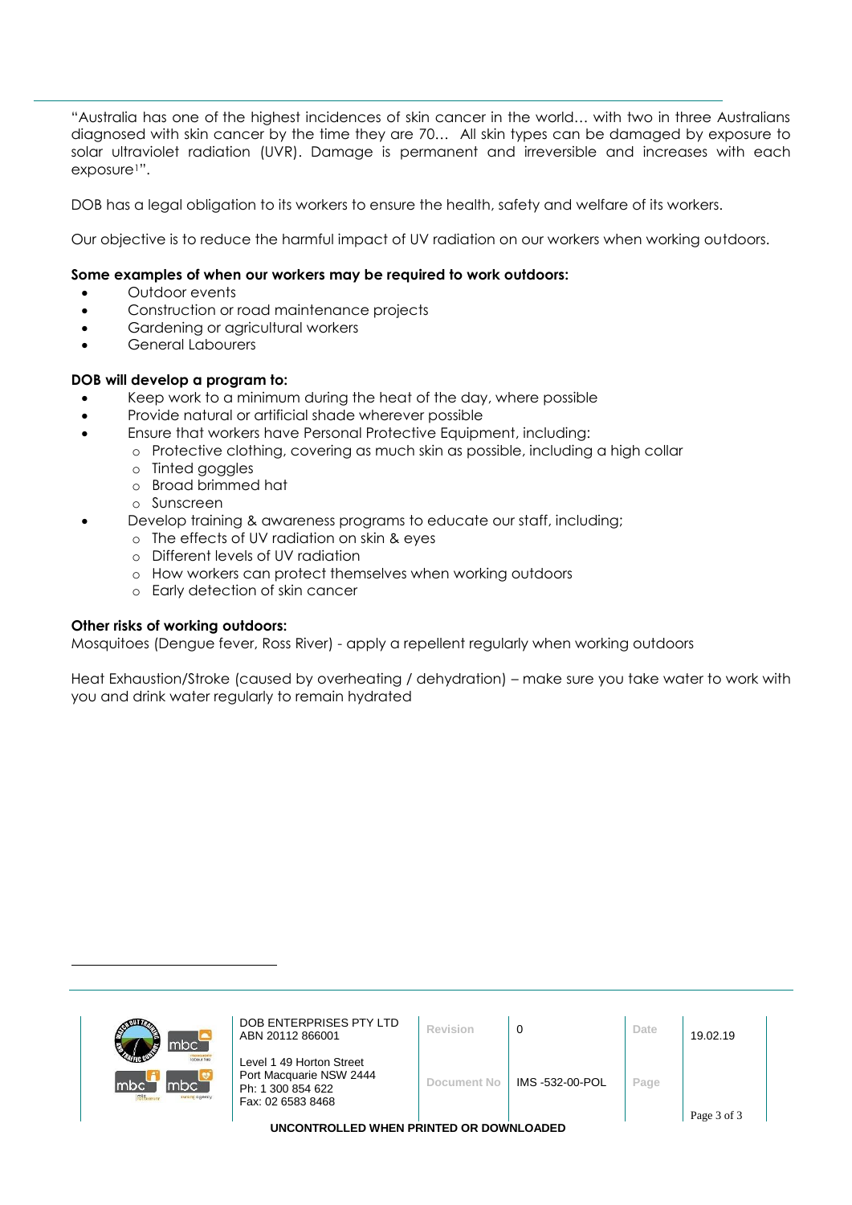"Australia has one of the highest incidences of skin cancer in the world… with two in three Australians diagnosed with skin cancer by the time they are 70… All skin types can be damaged by exposure to solar ultraviolet radiation (UVR). Damage is permanent and irreversible and increases with each exposure[1]".

DOB has a legal obligation to its workers to ensure the health, safety and welfare of its workers.

Our objective is to reduce the harmful impact of UV radiation on our workers when working outdoors.

**Some examples of when our workers may be required to work outdoors:**

- Outdoor events
- Construction or road maintenance projects
- Gardening or agricultural workers
- General Labourers

**DOB will develop a program to:**

- Keep work to a minimum during the heat of the day, where possible
- Provide natural or artificial shade wherever possible
- Ensure that workers have Personal Protective Equipment, including:
  - Protective clothing, covering as much skin as possible, including a high collar
  - Tinted goggles
  - Broad brimmed hat
  - Sunscreen
- Develop training & awareness programs to educate our staff, including;
  - The effects of UV radiation on skin & eyes
  - Different levels of UV radiation
  - How workers can protect themselves when working outdoors
  - Early detection of skin cancer

**Other risks of working outdoors:**

Mosquitoes (Dengue fever, Ross River) - apply a repellent regularly when working outdoors

Heat Exhaustion/Stroke (caused by overheating / dehydration) – make sure you take water to work with you and drink water regularly to remain hydrated